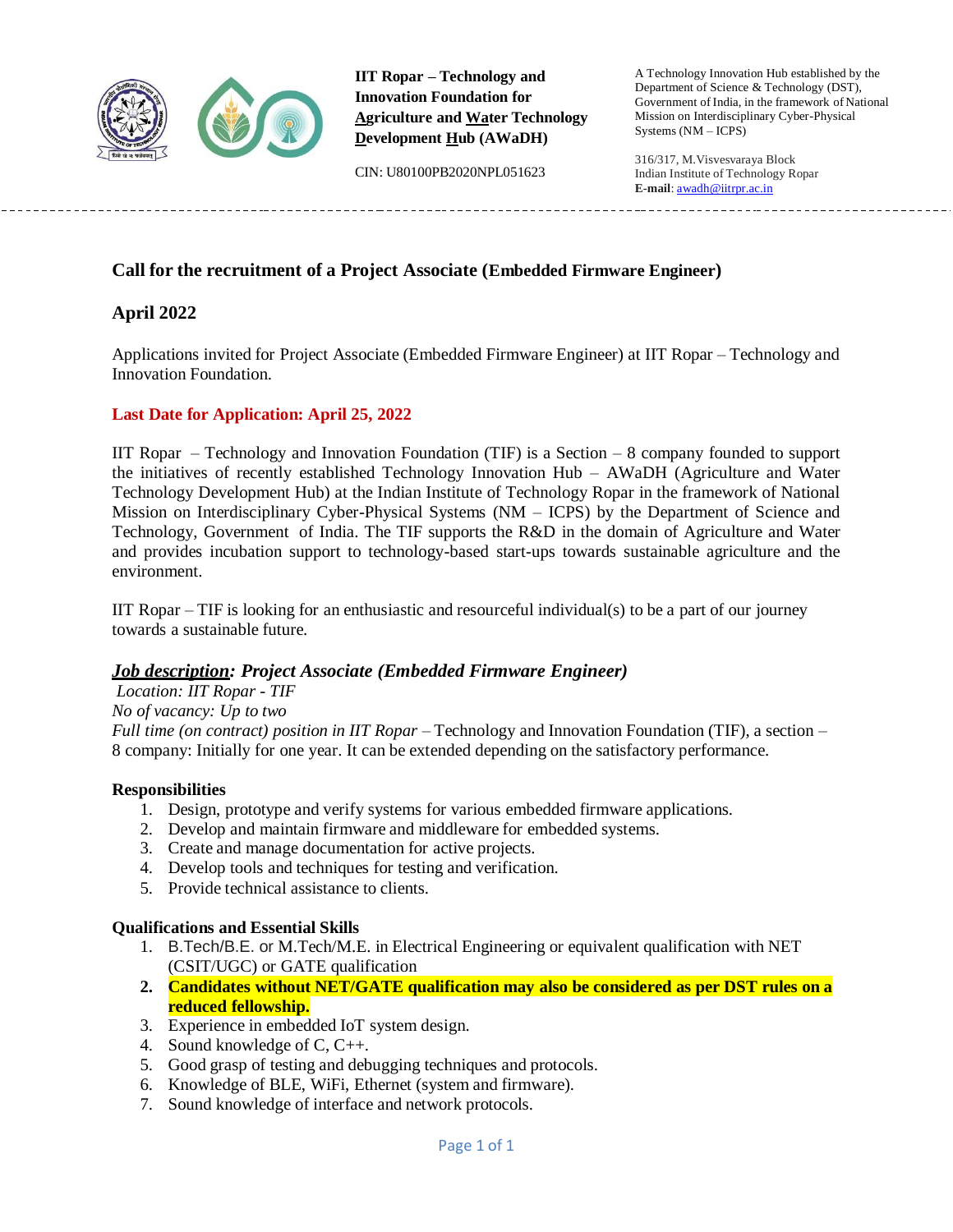**IIT Ropar – Technology and Innovation Foundation for Agriculture and Water Technology Development Hub (AWaDH)**

CIN: U80100PB2020NPL051623

A Technology Innovation Hub established by the Department of Science & Technology (DST), Government of India, in the framework of National Mission on Interdisciplinary Cyber-Physical Systems (NM – ICPS)

316/317, M.Visvesvaraya Block
Indian Institute of Technology Ropar
**E-mail**: awadh@iitrpr.ac.in

---

## Call for the recruitment of a Project Associate (Embedded Firmware Engineer)

## April 2022

Applications invited for Project Associate (Embedded Firmware Engineer) at IIT Ropar – Technology and Innovation Foundation.

**Last Date for Application: April 25, 2022**

IIT Ropar – Technology and Innovation Foundation (TIF) is a Section – 8 company founded to support the initiatives of recently established Technology Innovation Hub – AWaDH (Agriculture and Water Technology Development Hub) at the Indian Institute of Technology Ropar in the framework of National Mission on Interdisciplinary Cyber-Physical Systems (NM – ICPS) by the Department of Science and Technology, Government of India. The TIF supports the R&D in the domain of Agriculture and Water and provides incubation support to technology-based start-ups towards sustainable agriculture and the environment.

IIT Ropar – TIF is looking for an enthusiastic and resourceful individual(s) to be a part of our journey towards a sustainable future.

### ***Job description**: Project Associate (Embedded Firmware Engineer)*

*Location: IIT Ropar - TIF*
*No of vacancy: Up to two*
*Full time (on contract) position in IIT Ropar* – Technology and Innovation Foundation (TIF), a section – 8 company: Initially for one year. It can be extended depending on the satisfactory performance.

**Responsibilities**

1. Design, prototype and verify systems for various embedded firmware applications.
2. Develop and maintain firmware and middleware for embedded systems.
3. Create and manage documentation for active projects.
4. Develop tools and techniques for testing and verification.
5. Provide technical assistance to clients.

**Qualifications and Essential Skills**

1. B.Tech/B.E. or M.Tech/M.E. in Electrical Engineering or equivalent qualification with NET (CSIT/UGC) or GATE qualification
2. **Candidates without NET/GATE qualification may also be considered as per DST rules on a reduced fellowship.**
3. Experience in embedded IoT system design.
4. Sound knowledge of C, C++.
5. Good grasp of testing and debugging techniques and protocols.
6. Knowledge of BLE, WiFi, Ethernet (system and firmware).
7. Sound knowledge of interface and network protocols.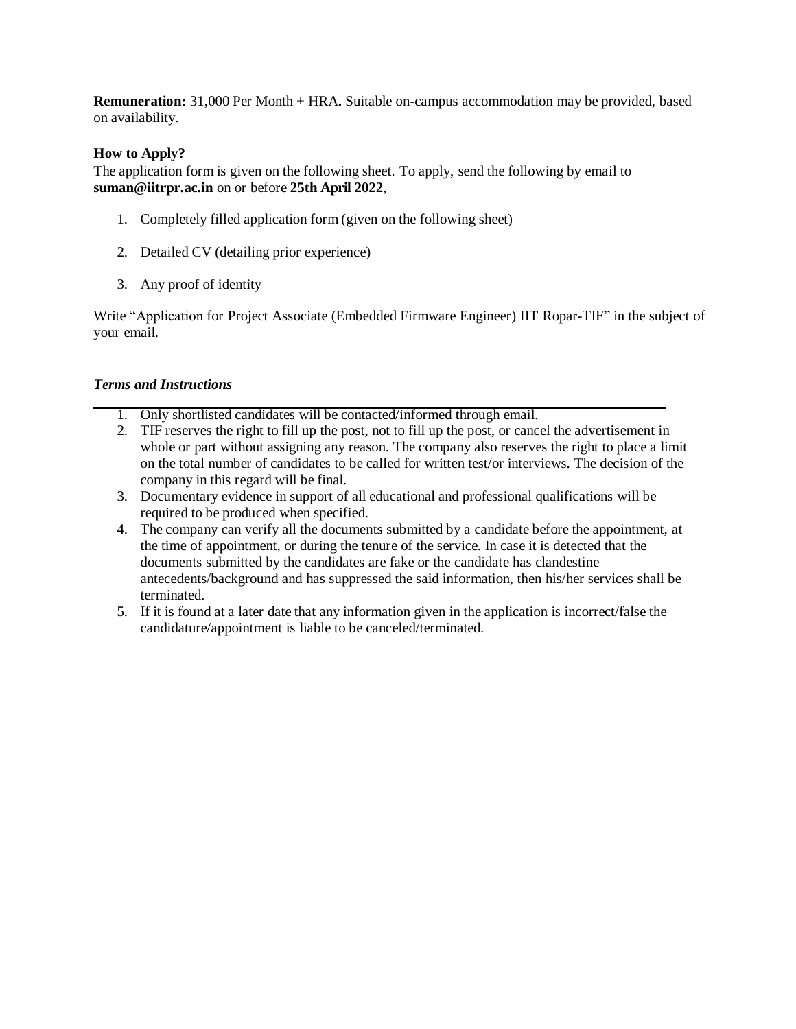**Remuneration:** 31,000 Per Month + HRA**.** Suitable on-campus accommodation may be provided, based on availability.

**How to Apply?**

The application form is given on the following sheet. To apply, send the following by email to **suman@iitrpr.ac.in** on or before **25th April 2022**,

1. Completely filled application form (given on the following sheet)
2. Detailed CV (detailing prior experience)
3. Any proof of identity

Write "Application for Project Associate (Embedded Firmware Engineer) IIT Ropar-TIF" in the subject of your email.

***Terms and Instructions***

1. Only shortlisted candidates will be contacted/informed through email.
2. TIF reserves the right to fill up the post, not to fill up the post, or cancel the advertisement in whole or part without assigning any reason. The company also reserves the right to place a limit on the total number of candidates to be called for written test/or interviews. The decision of the company in this regard will be final.
3. Documentary evidence in support of all educational and professional qualifications will be required to be produced when specified.
4. The company can verify all the documents submitted by a candidate before the appointment, at the time of appointment, or during the tenure of the service. In case it is detected that the documents submitted by the candidates are fake or the candidate has clandestine antecedents/background and has suppressed the said information, then his/her services shall be terminated.
5. If it is found at a later date that any information given in the application is incorrect/false the candidature/appointment is liable to be canceled/terminated.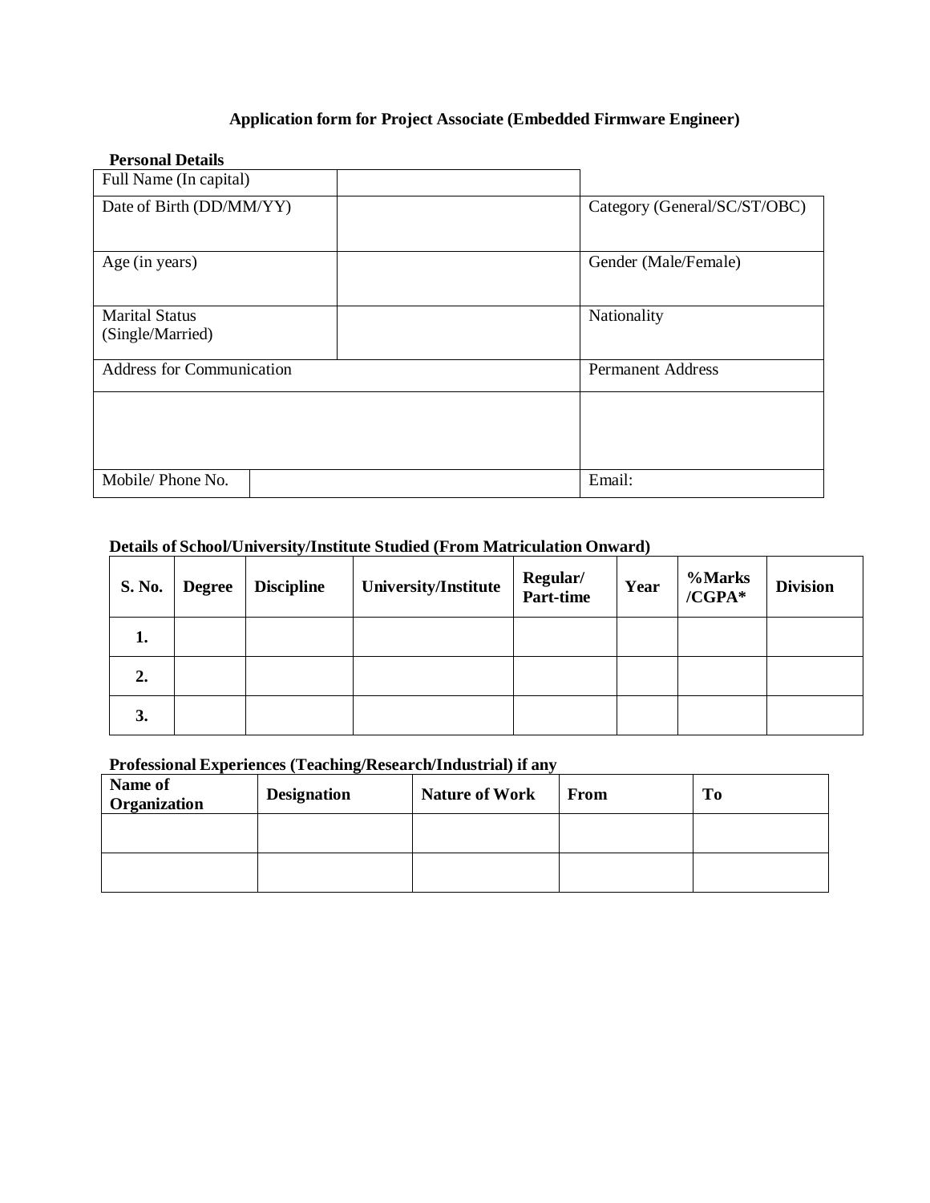**Application form for Project Associate (Embedded Firmware Engineer)**

**Personal Details**

| | | |
|---|---|---|
| Full Name (In capital) | | |
| Date of Birth (DD/MM/YY) | | Category (General/SC/ST/OBC) |
| Age (in years) | | Gender (Male/Female) |
| Marital Status (Single/Married) | | Nationality |
| Address for Communication | | Permanent Address |
| | | |
| Mobile/ Phone No. | | Email: |

**Details of School/University/Institute Studied (From Matriculation Onward)**

| S. No. | Degree | Discipline | University/Institute | Regular/ Part-time | Year | %Marks /CGPA* | Division |
|---|---|---|---|---|---|---|---|
| 1. | | | | | | | |
| 2. | | | | | | | |
| 3. | | | | | | | |

**Professional Experiences (Teaching/Research/Industrial) if any**

| Name of Organization | Designation | Nature of Work | From | To |
|---|---|---|---|---|
| | | | | |
| | | | | |